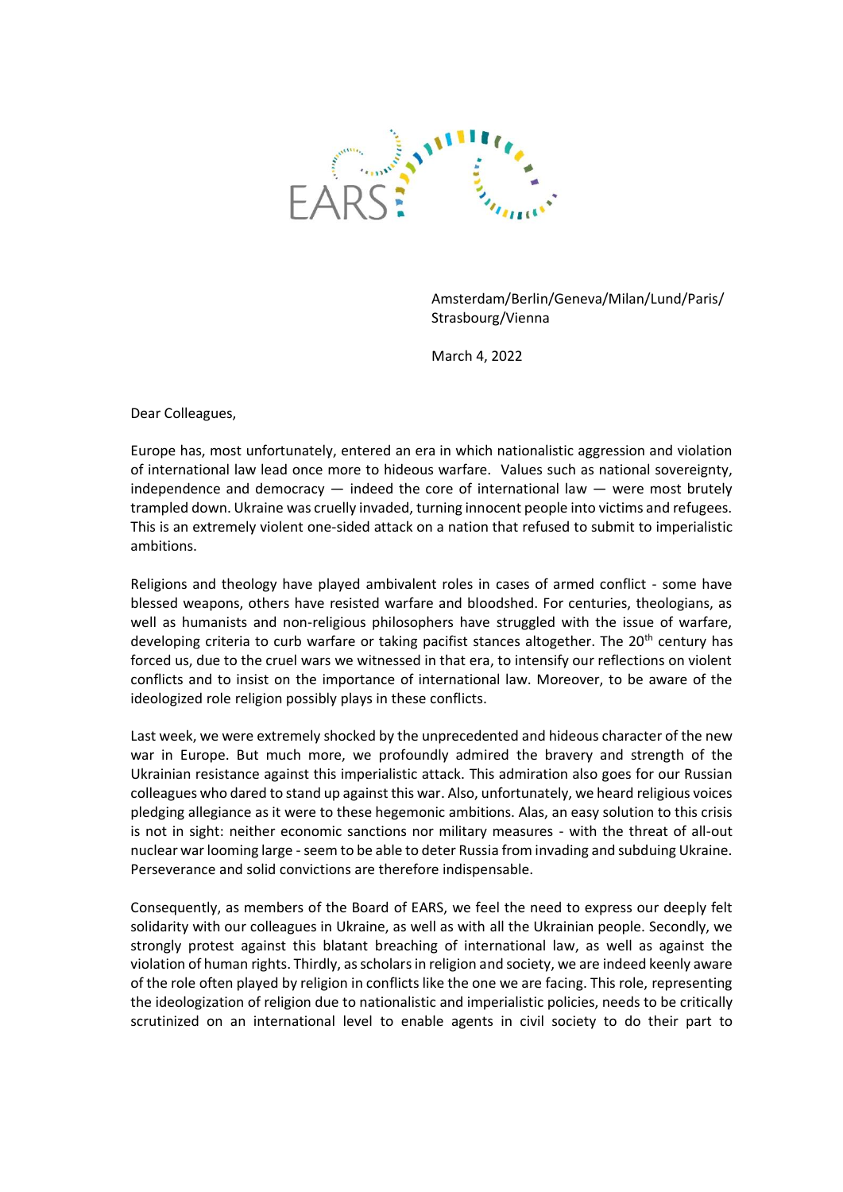EARS

Amsterdam/Berlin/Geneva/Milan/Lund/Paris/
Strasbourg/Vienna

March 4, 2022

Dear Colleagues,

Europe has, most unfortunately, entered an era in which nationalistic aggression and violation of international law lead once more to hideous warfare. Values such as national sovereignty, independence and democracy — indeed the core of international law — were most brutely trampled down. Ukraine was cruelly invaded, turning innocent people into victims and refugees. This is an extremely violent one-sided attack on a nation that refused to submit to imperialistic ambitions.

Religions and theology have played ambivalent roles in cases of armed conflict - some have blessed weapons, others have resisted warfare and bloodshed. For centuries, theologians, as well as humanists and non-religious philosophers have struggled with the issue of warfare, developing criteria to curb warfare or taking pacifist stances altogether. The 20th century has forced us, due to the cruel wars we witnessed in that era, to intensify our reflections on violent conflicts and to insist on the importance of international law. Moreover, to be aware of the ideologized role religion possibly plays in these conflicts.

Last week, we were extremely shocked by the unprecedented and hideous character of the new war in Europe. But much more, we profoundly admired the bravery and strength of the Ukrainian resistance against this imperialistic attack. This admiration also goes for our Russian colleagues who dared to stand up against this war. Also, unfortunately, we heard religious voices pledging allegiance as it were to these hegemonic ambitions. Alas, an easy solution to this crisis is not in sight: neither economic sanctions nor military measures - with the threat of all-out nuclear war looming large - seem to be able to deter Russia from invading and subduing Ukraine. Perseverance and solid convictions are therefore indispensable.

Consequently, as members of the Board of EARS, we feel the need to express our deeply felt solidarity with our colleagues in Ukraine, as well as with all the Ukrainian people. Secondly, we strongly protest against this blatant breaching of international law, as well as against the violation of human rights. Thirdly, as scholars in religion and society, we are indeed keenly aware of the role often played by religion in conflicts like the one we are facing. This role, representing the ideologization of religion due to nationalistic and imperialistic policies, needs to be critically scrutinized on an international level to enable agents in civil society to do their part to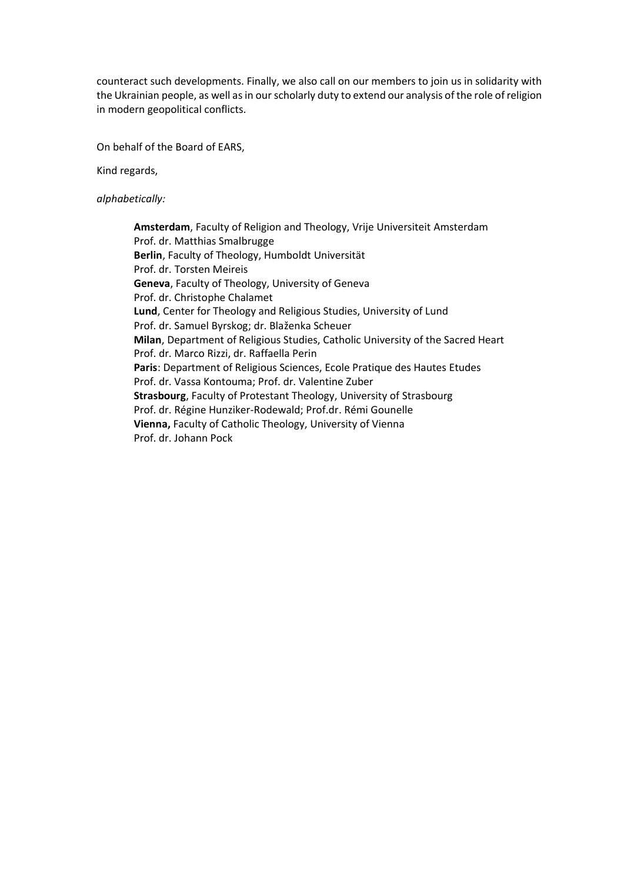counteract such developments. Finally, we also call on our members to join us in solidarity with the Ukrainian people, as well as in our scholarly duty to extend our analysis of the role of religion in modern geopolitical conflicts.

On behalf of the Board of EARS,

Kind regards,

*alphabetically:*

**Amsterdam**, Faculty of Religion and Theology, Vrije Universiteit Amsterdam
Prof. dr. Matthias Smalbrugge
**Berlin**, Faculty of Theology, Humboldt Universität
Prof. dr. Torsten Meireis
**Geneva**, Faculty of Theology, University of Geneva
Prof. dr. Christophe Chalamet
**Lund**, Center for Theology and Religious Studies, University of Lund
Prof. dr. Samuel Byrskog; dr. Blaženka Scheuer
**Milan**, Department of Religious Studies, Catholic University of the Sacred Heart
Prof. dr. Marco Rizzi, dr. Raffaella Perin
**Paris**: Department of Religious Sciences, Ecole Pratique des Hautes Etudes
Prof. dr. Vassa Kontouma; Prof. dr. Valentine Zuber
**Strasbourg**, Faculty of Protestant Theology, University of Strasbourg
Prof. dr. Régine Hunziker-Rodewald; Prof.dr. Rémi Gounelle
**Vienna,** Faculty of Catholic Theology, University of Vienna
Prof. dr. Johann Pock